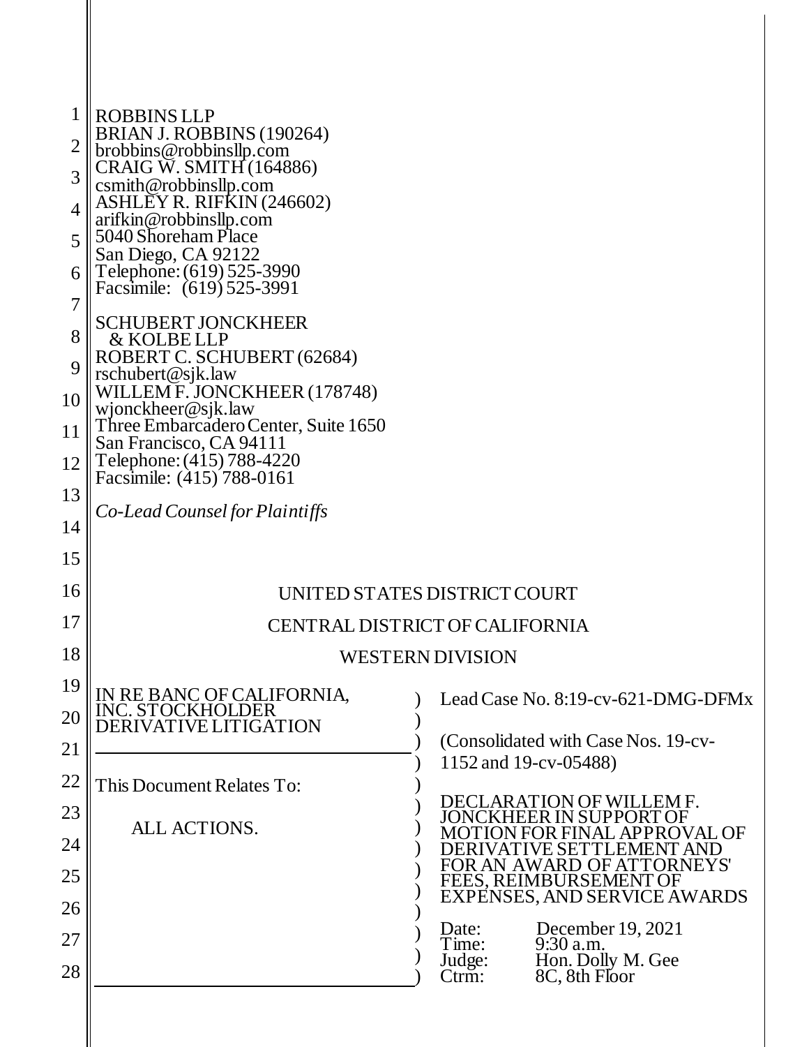ROBBINS LLP
BRIAN J. ROBBINS (190264)
brobbins@robbinsllp.com
CRAIG W. SMITH (164886)
csmith@robbinsllp.com
ASHLEY R. RIFKIN (246602)
arifkin@robbinsllp.com
5040 Shoreham Place
San Diego, CA 92122
Telephone: (619) 525-3990
Facsimile: (619) 525-3991

SCHUBERT JONCKHEER & KOLBE LLP
ROBERT C. SCHUBERT (62684)
rschubert@sjk.law
WILLEM F. JONCKHEER (178748)
wjonckheer@sjk.law
Three Embarcadero Center, Suite 1650
San Francisco, CA 94111
Telephone: (415) 788-4220
Facsimile: (415) 788-0161

*Co-Lead Counsel for Plaintiffs*

UNITED STATES DISTRICT COURT

CENTRAL DISTRICT OF CALIFORNIA

WESTERN DIVISION

IN RE BANC OF CALIFORNIA, INC. STOCKHOLDER DERIVATIVE LITIGATION

This Document Relates To:

ALL ACTIONS.

Lead Case No. 8:19-cv-621-DMG-DFMx

(Consolidated with Case Nos. 19-cv-1152 and 19-cv-05488)

DECLARATION OF WILLEM F. JONCKHEER IN SUPPORT OF MOTION FOR FINAL APPROVAL OF DERIVATIVE SETTLEMENT AND FOR AN AWARD OF ATTORNEYS' FEES, REIMBURSEMENT OF EXPENSES, AND SERVICE AWARDS

Date: December 19, 2021
Time: 9:30 a.m.
Judge: Hon. Dolly M. Gee
Ctrm: 8C, 8th Floor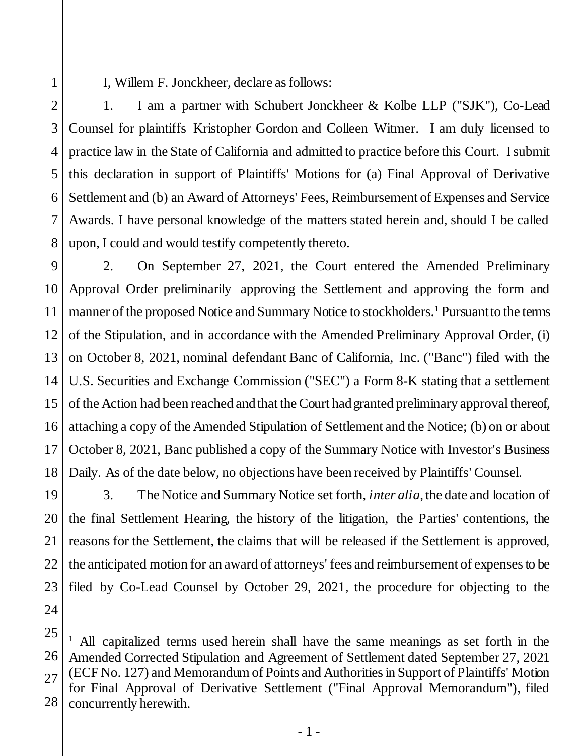I, Willem F. Jonckheer, declare as follows:

1. I am a partner with Schubert Jonckheer & Kolbe LLP ("SJK"), Co-Lead Counsel for plaintiffs Kristopher Gordon and Colleen Witmer. I am duly licensed to practice law in the State of California and admitted to practice before this Court. I submit this declaration in support of Plaintiffs' Motions for (a) Final Approval of Derivative Settlement and (b) an Award of Attorneys' Fees, Reimbursement of Expenses and Service Awards. I have personal knowledge of the matters stated herein and, should I be called upon, I could and would testify competently thereto.

2. On September 27, 2021, the Court entered the Amended Preliminary Approval Order preliminarily approving the Settlement and approving the form and manner of the proposed Notice and Summary Notice to stockholders.[1] Pursuant to the terms of the Stipulation, and in accordance with the Amended Preliminary Approval Order, (i) on October 8, 2021, nominal defendant Banc of California, Inc. ("Banc") filed with the U.S. Securities and Exchange Commission ("SEC") a Form 8-K stating that a settlement of the Action had been reached and that the Court had granted preliminary approval thereof, attaching a copy of the Amended Stipulation of Settlement and the Notice; (b) on or about October 8, 2021, Banc published a copy of the Summary Notice with Investor's Business Daily. As of the date below, no objections have been received by Plaintiffs' Counsel.

3. The Notice and Summary Notice set forth, *inter alia*, the date and location of the final Settlement Hearing, the history of the litigation, the Parties' contentions, the reasons for the Settlement, the claims that will be released if the Settlement is approved, the anticipated motion for an award of attorneys' fees and reimbursement of expenses to be filed by Co-Lead Counsel by October 29, 2021, the procedure for objecting to the

---

[1] All capitalized terms used herein shall have the same meanings as set forth in the Amended Corrected Stipulation and Agreement of Settlement dated September 27, 2021 (ECF No. 127) and Memorandum of Points and Authorities in Support of Plaintiffs' Motion for Final Approval of Derivative Settlement ("Final Approval Memorandum"), filed concurrently herewith.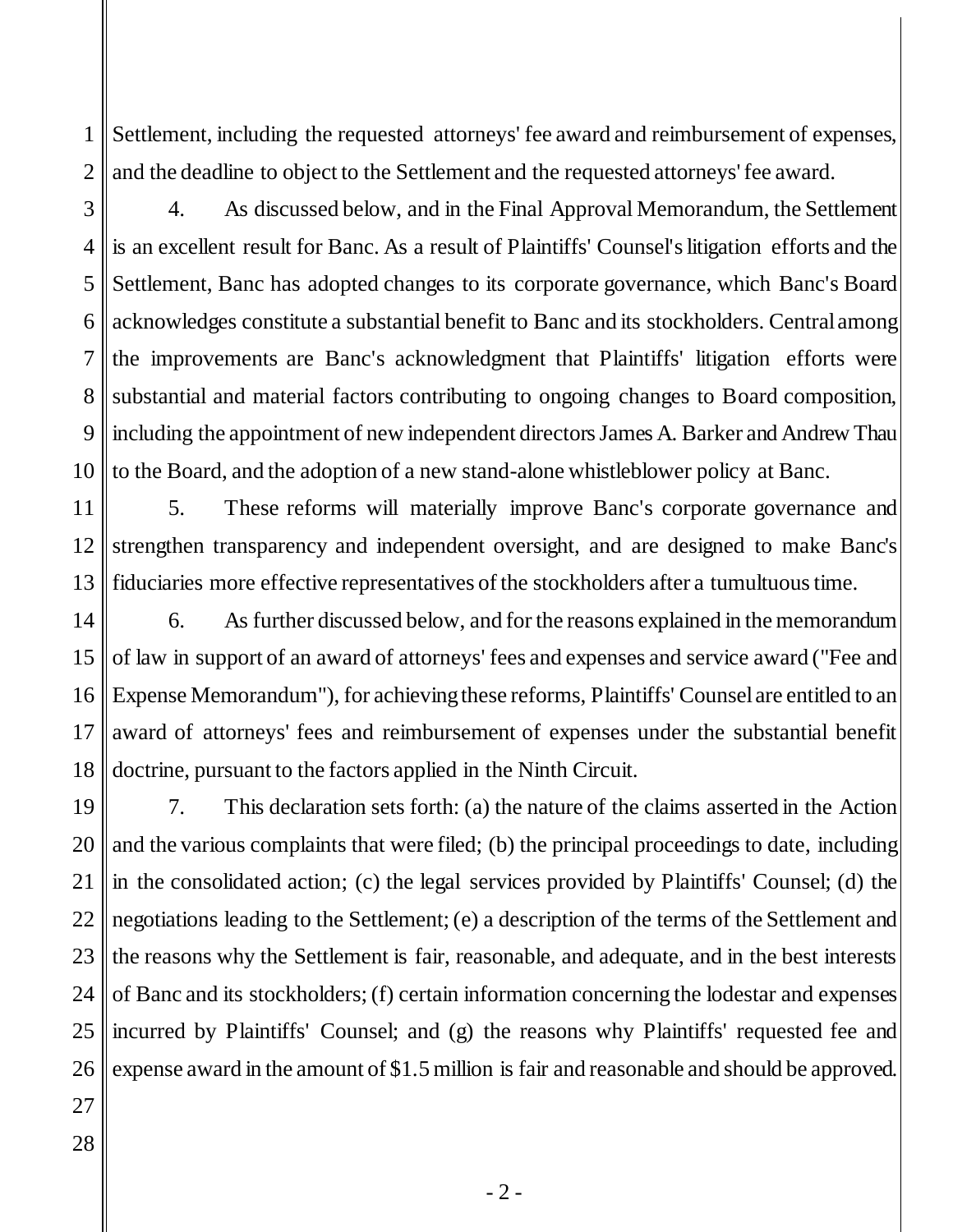Settlement, including the requested attorneys' fee award and reimbursement of expenses, and the deadline to object to the Settlement and the requested attorneys' fee award.

4. As discussed below, and in the Final Approval Memorandum, the Settlement is an excellent result for Banc. As a result of Plaintiffs' Counsel's litigation efforts and the Settlement, Banc has adopted changes to its corporate governance, which Banc's Board acknowledges constitute a substantial benefit to Banc and its stockholders. Central among the improvements are Banc's acknowledgment that Plaintiffs' litigation efforts were substantial and material factors contributing to ongoing changes to Board composition, including the appointment of new independent directors James A. Barker and Andrew Thau to the Board, and the adoption of a new stand-alone whistleblower policy at Banc.

5. These reforms will materially improve Banc's corporate governance and strengthen transparency and independent oversight, and are designed to make Banc's fiduciaries more effective representatives of the stockholders after a tumultuous time.

6. As further discussed below, and for the reasons explained in the memorandum of law in support of an award of attorneys' fees and expenses and service award ("Fee and Expense Memorandum"), for achieving these reforms, Plaintiffs' Counsel are entitled to an award of attorneys' fees and reimbursement of expenses under the substantial benefit doctrine, pursuant to the factors applied in the Ninth Circuit.

7. This declaration sets forth: (a) the nature of the claims asserted in the Action and the various complaints that were filed; (b) the principal proceedings to date, including in the consolidated action; (c) the legal services provided by Plaintiffs' Counsel; (d) the negotiations leading to the Settlement; (e) a description of the terms of the Settlement and the reasons why the Settlement is fair, reasonable, and adequate, and in the best interests of Banc and its stockholders; (f) certain information concerning the lodestar and expenses incurred by Plaintiffs' Counsel; and (g) the reasons why Plaintiffs' requested fee and expense award in the amount of $1.5 million is fair and reasonable and should be approved.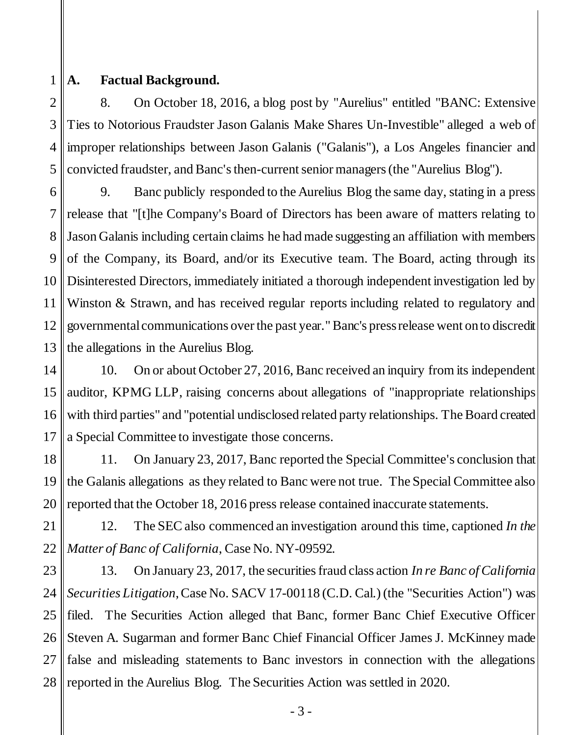### A. Factual Background.

8. On October 18, 2016, a blog post by "Aurelius" entitled "BANC: Extensive Ties to Notorious Fraudster Jason Galanis Make Shares Un-Investible" alleged a web of improper relationships between Jason Galanis ("Galanis"), a Los Angeles financier and convicted fraudster, and Banc's then-current senior managers (the "Aurelius Blog").

9. Banc publicly responded to the Aurelius Blog the same day, stating in a press release that "[t]he Company's Board of Directors has been aware of matters relating to Jason Galanis including certain claims he had made suggesting an affiliation with members of the Company, its Board, and/or its Executive team. The Board, acting through its Disinterested Directors, immediately initiated a thorough independent investigation led by Winston & Strawn, and has received regular reports including related to regulatory and governmental communications over the past year." Banc's press release went on to discredit the allegations in the Aurelius Blog.

10. On or about October 27, 2016, Banc received an inquiry from its independent auditor, KPMG LLP, raising concerns about allegations of "inappropriate relationships with third parties" and "potential undisclosed related party relationships. The Board created a Special Committee to investigate those concerns.

11. On January 23, 2017, Banc reported the Special Committee's conclusion that the Galanis allegations as they related to Banc were not true. The Special Committee also reported that the October 18, 2016 press release contained inaccurate statements.

12. The SEC also commenced an investigation around this time, captioned *In the Matter of Banc of California*, Case No. NY-09592.

13. On January 23, 2017, the securities fraud class action *In re Banc of California Securities Litigation*, Case No. SACV 17-00118 (C.D. Cal.) (the "Securities Action") was filed. The Securities Action alleged that Banc, former Banc Chief Executive Officer Steven A. Sugarman and former Banc Chief Financial Officer James J. McKinney made false and misleading statements to Banc investors in connection with the allegations reported in the Aurelius Blog. The Securities Action was settled in 2020.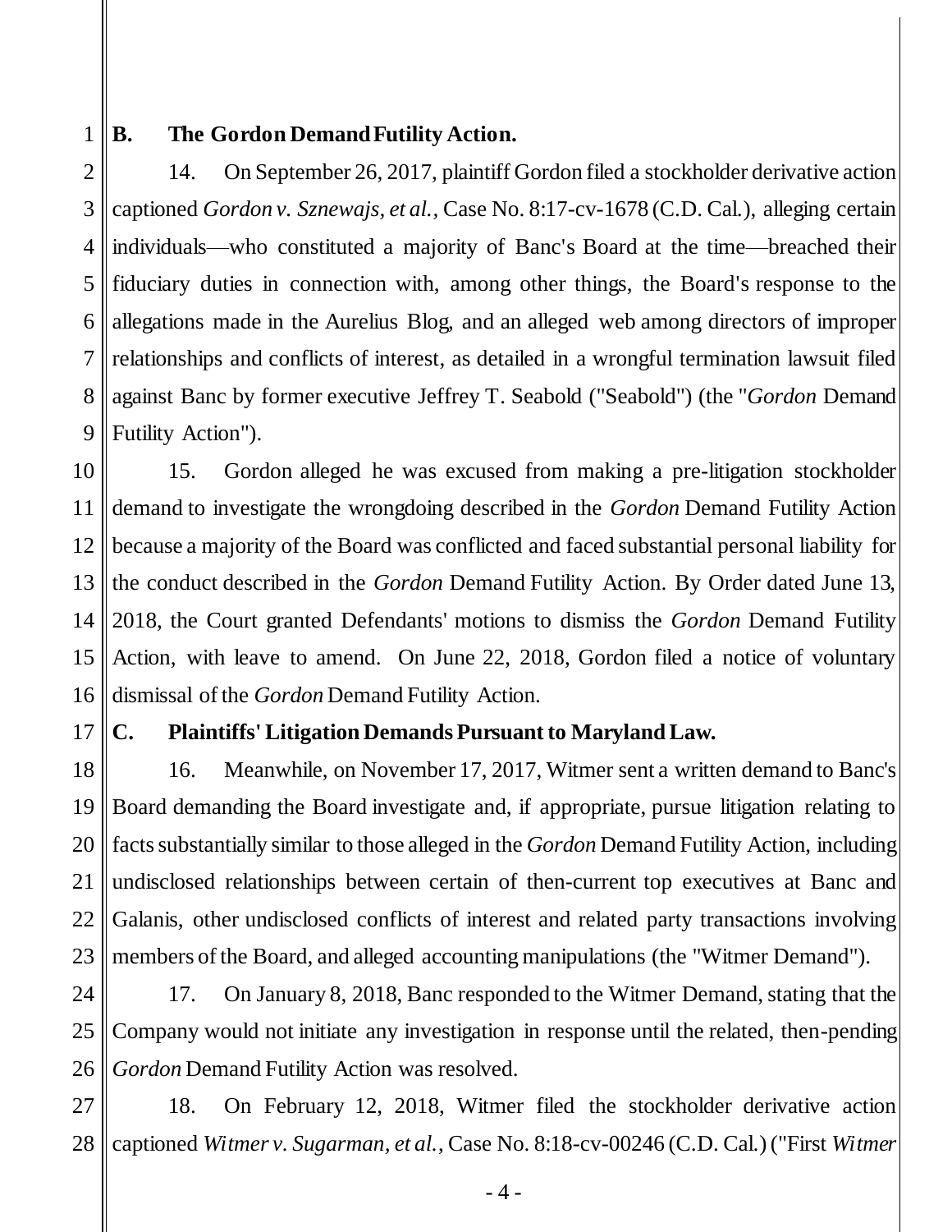### B. The Gordon Demand Futility Action.

14. On September 26, 2017, plaintiff Gordon filed a stockholder derivative action captioned *Gordon v. Sznewajs, et al.*, Case No. 8:17-cv-1678 (C.D. Cal.), alleging certain individuals—who constituted a majority of Banc's Board at the time—breached their fiduciary duties in connection with, among other things, the Board's response to the allegations made in the Aurelius Blog, and an alleged web among directors of improper relationships and conflicts of interest, as detailed in a wrongful termination lawsuit filed against Banc by former executive Jeffrey T. Seabold ("Seabold") (the "*Gordon* Demand Futility Action").

15. Gordon alleged he was excused from making a pre-litigation stockholder demand to investigate the wrongdoing described in the *Gordon* Demand Futility Action because a majority of the Board was conflicted and faced substantial personal liability for the conduct described in the *Gordon* Demand Futility Action. By Order dated June 13, 2018, the Court granted Defendants' motions to dismiss the *Gordon* Demand Futility Action, with leave to amend. On June 22, 2018, Gordon filed a notice of voluntary dismissal of the *Gordon* Demand Futility Action.

### C. Plaintiffs' Litigation Demands Pursuant to Maryland Law.

16. Meanwhile, on November 17, 2017, Witmer sent a written demand to Banc's Board demanding the Board investigate and, if appropriate, pursue litigation relating to facts substantially similar to those alleged in the *Gordon* Demand Futility Action, including undisclosed relationships between certain of then-current top executives at Banc and Galanis, other undisclosed conflicts of interest and related party transactions involving members of the Board, and alleged accounting manipulations (the "Witmer Demand").

17. On January 8, 2018, Banc responded to the Witmer Demand, stating that the Company would not initiate any investigation in response until the related, then-pending *Gordon* Demand Futility Action was resolved.

18. On February 12, 2018, Witmer filed the stockholder derivative action captioned *Witmer v. Sugarman, et al.*, Case No. 8:18-cv-00246 (C.D. Cal.) ("First *Witmer*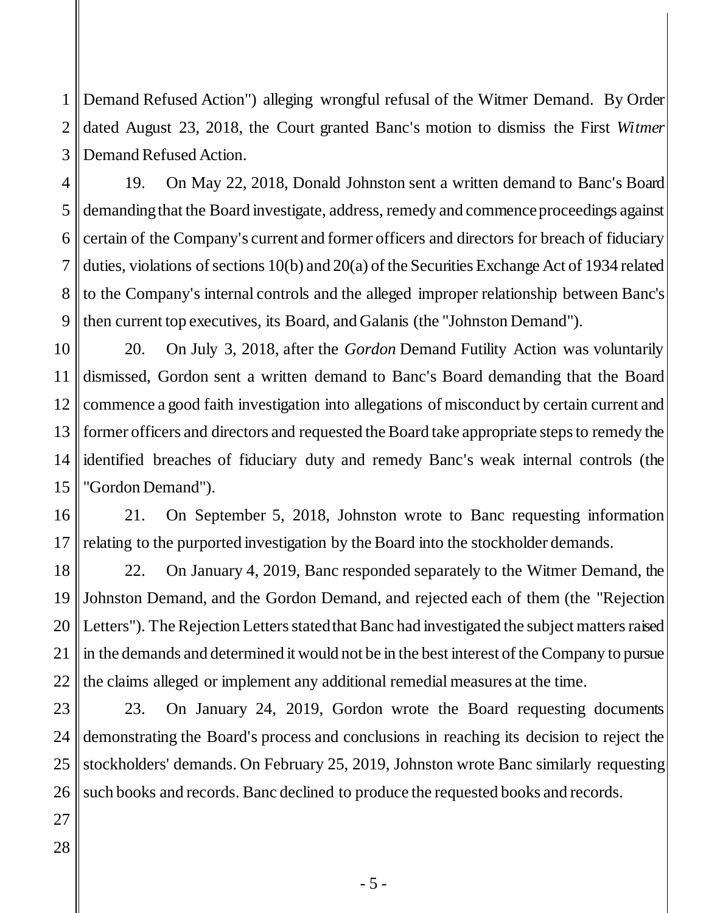Demand Refused Action") alleging wrongful refusal of the Witmer Demand. By Order dated August 23, 2018, the Court granted Banc's motion to dismiss the First *Witmer* Demand Refused Action.

19. On May 22, 2018, Donald Johnston sent a written demand to Banc's Board demanding that the Board investigate, address, remedy and commence proceedings against certain of the Company's current and former officers and directors for breach of fiduciary duties, violations of sections 10(b) and 20(a) of the Securities Exchange Act of 1934 related to the Company's internal controls and the alleged improper relationship between Banc's then current top executives, its Board, and Galanis (the "Johnston Demand").

20. On July 3, 2018, after the *Gordon* Demand Futility Action was voluntarily dismissed, Gordon sent a written demand to Banc's Board demanding that the Board commence a good faith investigation into allegations of misconduct by certain current and former officers and directors and requested the Board take appropriate steps to remedy the identified breaches of fiduciary duty and remedy Banc's weak internal controls (the "Gordon Demand").

21. On September 5, 2018, Johnston wrote to Banc requesting information relating to the purported investigation by the Board into the stockholder demands.

22. On January 4, 2019, Banc responded separately to the Witmer Demand, the Johnston Demand, and the Gordon Demand, and rejected each of them (the "Rejection Letters"). The Rejection Letters stated that Banc had investigated the subject matters raised in the demands and determined it would not be in the best interest of the Company to pursue the claims alleged or implement any additional remedial measures at the time.

23. On January 24, 2019, Gordon wrote the Board requesting documents demonstrating the Board's process and conclusions in reaching its decision to reject the stockholders' demands. On February 25, 2019, Johnston wrote Banc similarly requesting such books and records. Banc declined to produce the requested books and records.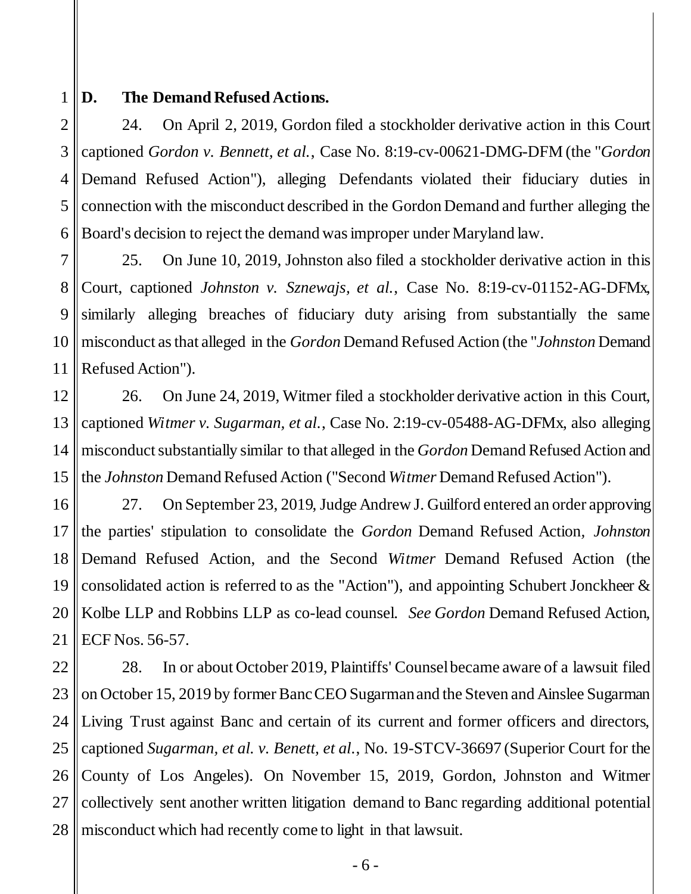**D. The Demand Refused Actions.**

24. On April 2, 2019, Gordon filed a stockholder derivative action in this Court captioned *Gordon v. Bennett, et al.*, Case No. 8:19-cv-00621-DMG-DFM (the "*Gordon* Demand Refused Action"), alleging Defendants violated their fiduciary duties in connection with the misconduct described in the Gordon Demand and further alleging the Board's decision to reject the demand was improper under Maryland law.

25. On June 10, 2019, Johnston also filed a stockholder derivative action in this Court, captioned *Johnston v. Sznewajs, et al.*, Case No. 8:19-cv-01152-AG-DFMx, similarly alleging breaches of fiduciary duty arising from substantially the same misconduct as that alleged in the *Gordon* Demand Refused Action (the "*Johnston* Demand Refused Action").

26. On June 24, 2019, Witmer filed a stockholder derivative action in this Court, captioned *Witmer v. Sugarman, et al.*, Case No. 2:19-cv-05488-AG-DFMx, also alleging misconduct substantially similar to that alleged in the *Gordon* Demand Refused Action and the *Johnston* Demand Refused Action ("Second *Witmer* Demand Refused Action").

27. On September 23, 2019, Judge Andrew J. Guilford entered an order approving the parties' stipulation to consolidate the *Gordon* Demand Refused Action, *Johnston* Demand Refused Action, and the Second *Witmer* Demand Refused Action (the consolidated action is referred to as the "Action"), and appointing Schubert Jonckheer & Kolbe LLP and Robbins LLP as co-lead counsel. *See Gordon* Demand Refused Action, ECF Nos. 56-57.

28. In or about October 2019, Plaintiffs' Counsel became aware of a lawsuit filed on October 15, 2019 by former Banc CEO Sugarman and the Steven and Ainslee Sugarman Living Trust against Banc and certain of its current and former officers and directors, captioned *Sugarman, et al. v. Benett, et al.*, No. 19-STCV-36697 (Superior Court for the County of Los Angeles). On November 15, 2019, Gordon, Johnston and Witmer collectively sent another written litigation demand to Banc regarding additional potential misconduct which had recently come to light in that lawsuit.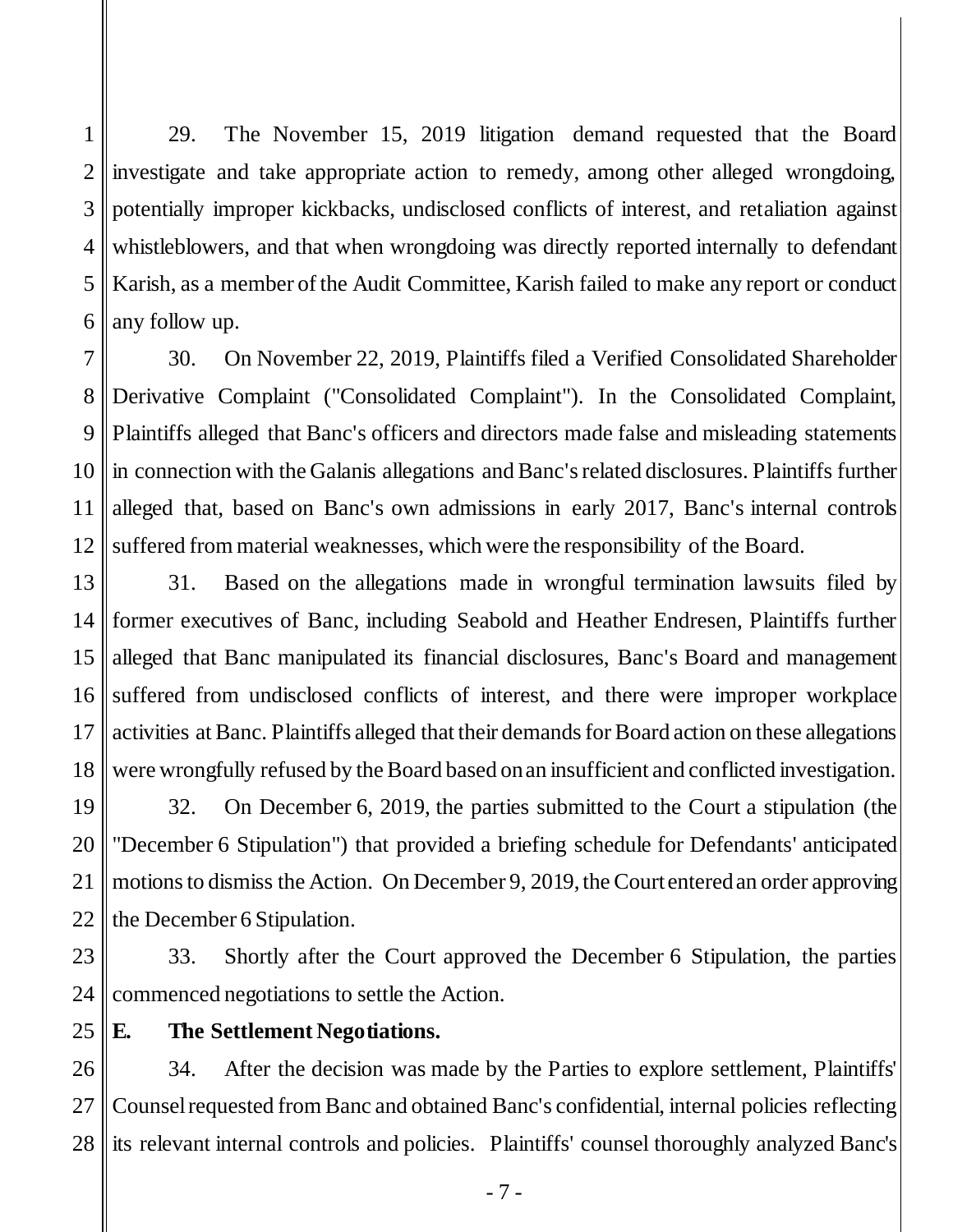29. The November 15, 2019 litigation demand requested that the Board investigate and take appropriate action to remedy, among other alleged wrongdoing, potentially improper kickbacks, undisclosed conflicts of interest, and retaliation against whistleblowers, and that when wrongdoing was directly reported internally to defendant Karish, as a member of the Audit Committee, Karish failed to make any report or conduct any follow up.

30. On November 22, 2019, Plaintiffs filed a Verified Consolidated Shareholder Derivative Complaint ("Consolidated Complaint"). In the Consolidated Complaint, Plaintiffs alleged that Banc's officers and directors made false and misleading statements in connection with the Galanis allegations and Banc's related disclosures. Plaintiffs further alleged that, based on Banc's own admissions in early 2017, Banc's internal controls suffered from material weaknesses, which were the responsibility of the Board.

31. Based on the allegations made in wrongful termination lawsuits filed by former executives of Banc, including Seabold and Heather Endresen, Plaintiffs further alleged that Banc manipulated its financial disclosures, Banc's Board and management suffered from undisclosed conflicts of interest, and there were improper workplace activities at Banc. Plaintiffs alleged that their demands for Board action on these allegations were wrongfully refused by the Board based on an insufficient and conflicted investigation.

32. On December 6, 2019, the parties submitted to the Court a stipulation (the "December 6 Stipulation") that provided a briefing schedule for Defendants' anticipated motions to dismiss the Action. On December 9, 2019, the Court entered an order approving the December 6 Stipulation.

33. Shortly after the Court approved the December 6 Stipulation, the parties commenced negotiations to settle the Action.

### E. The Settlement Negotiations.

34. After the decision was made by the Parties to explore settlement, Plaintiffs' Counsel requested from Banc and obtained Banc's confidential, internal policies reflecting its relevant internal controls and policies. Plaintiffs' counsel thoroughly analyzed Banc's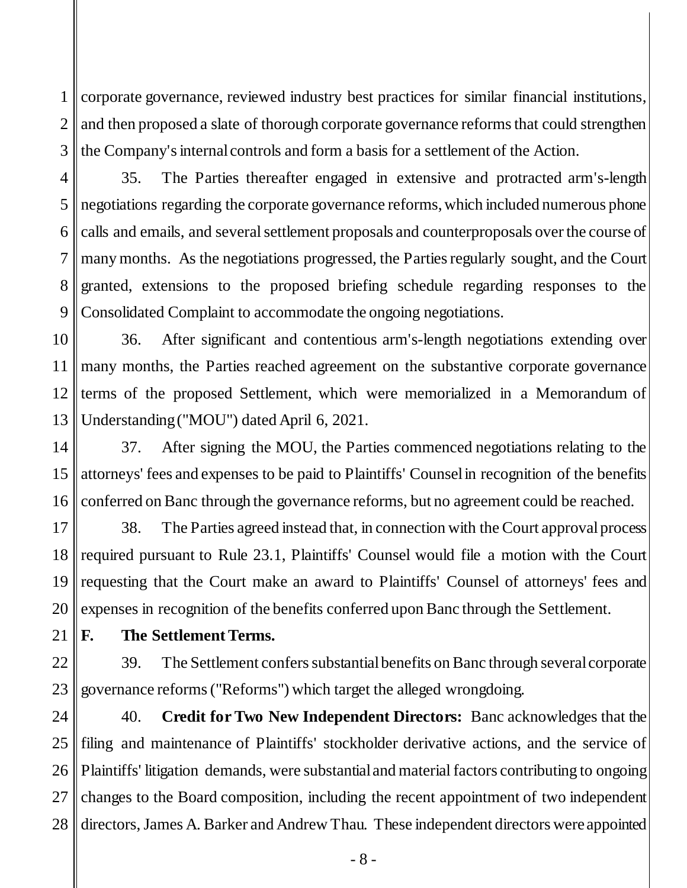corporate governance, reviewed industry best practices for similar financial institutions, and then proposed a slate of thorough corporate governance reforms that could strengthen the Company's internal controls and form a basis for a settlement of the Action.

35. The Parties thereafter engaged in extensive and protracted arm's-length negotiations regarding the corporate governance reforms, which included numerous phone calls and emails, and several settlement proposals and counterproposals over the course of many months. As the negotiations progressed, the Parties regularly sought, and the Court granted, extensions to the proposed briefing schedule regarding responses to the Consolidated Complaint to accommodate the ongoing negotiations.

36. After significant and contentious arm's-length negotiations extending over many months, the Parties reached agreement on the substantive corporate governance terms of the proposed Settlement, which were memorialized in a Memorandum of Understanding ("MOU") dated April 6, 2021.

37. After signing the MOU, the Parties commenced negotiations relating to the attorneys' fees and expenses to be paid to Plaintiffs' Counsel in recognition of the benefits conferred on Banc through the governance reforms, but no agreement could be reached.

38. The Parties agreed instead that, in connection with the Court approval process required pursuant to Rule 23.1, Plaintiffs' Counsel would file a motion with the Court requesting that the Court make an award to Plaintiffs' Counsel of attorneys' fees and expenses in recognition of the benefits conferred upon Banc through the Settlement.

**F. The Settlement Terms.**

39. The Settlement confers substantial benefits on Banc through several corporate governance reforms ("Reforms") which target the alleged wrongdoing.

40. **Credit for Two New Independent Directors:** Banc acknowledges that the filing and maintenance of Plaintiffs' stockholder derivative actions, and the service of Plaintiffs' litigation demands, were substantial and material factors contributing to ongoing changes to the Board composition, including the recent appointment of two independent directors, James A. Barker and Andrew Thau. These independent directors were appointed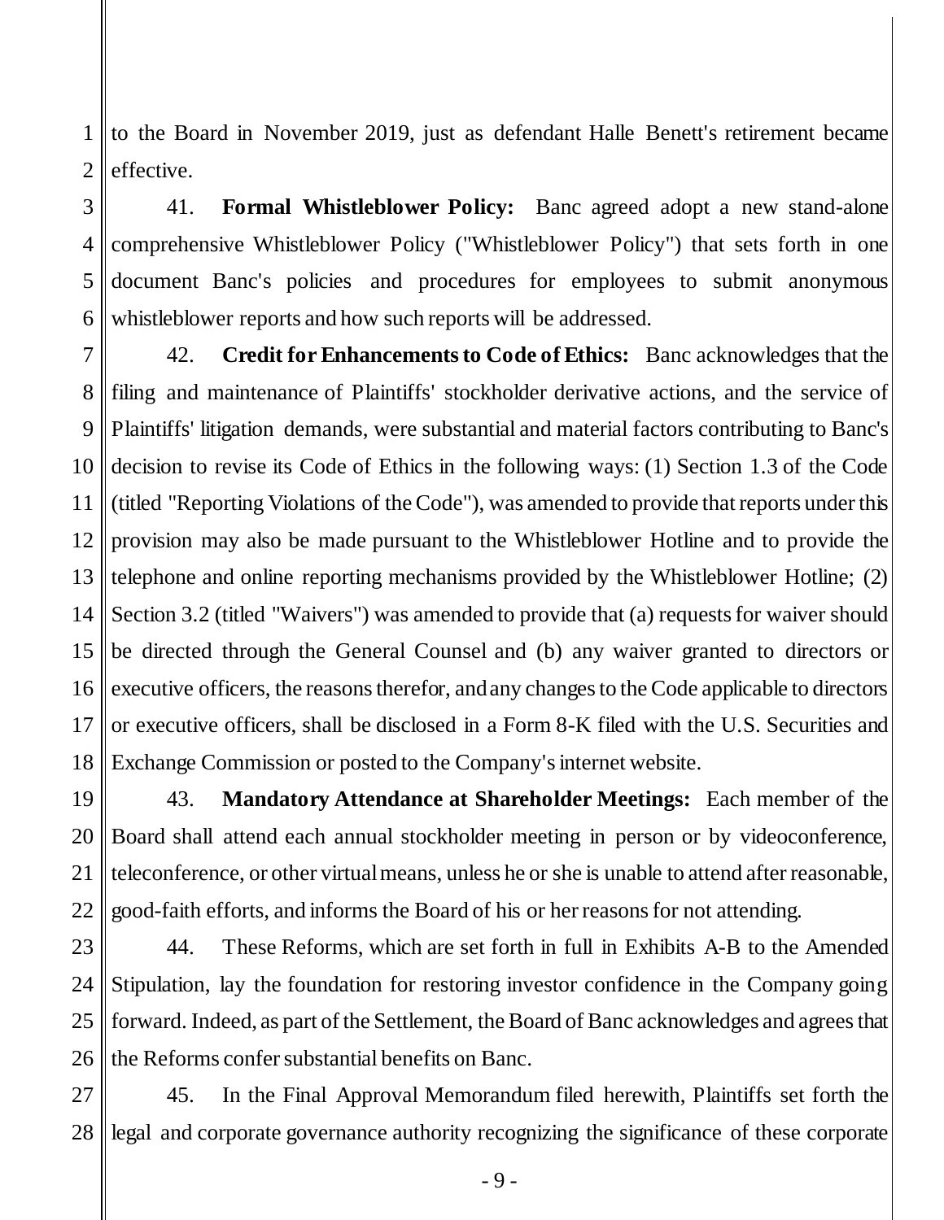to the Board in November 2019, just as defendant Halle Benett's retirement became effective.

41. **Formal Whistleblower Policy:** Banc agreed adopt a new stand-alone comprehensive Whistleblower Policy ("Whistleblower Policy") that sets forth in one document Banc's policies and procedures for employees to submit anonymous whistleblower reports and how such reports will be addressed.

42. **Credit for Enhancements to Code of Ethics:** Banc acknowledges that the filing and maintenance of Plaintiffs' stockholder derivative actions, and the service of Plaintiffs' litigation demands, were substantial and material factors contributing to Banc's decision to revise its Code of Ethics in the following ways: (1) Section 1.3 of the Code (titled "Reporting Violations of the Code"), was amended to provide that reports under this provision may also be made pursuant to the Whistleblower Hotline and to provide the telephone and online reporting mechanisms provided by the Whistleblower Hotline; (2) Section 3.2 (titled "Waivers") was amended to provide that (a) requests for waiver should be directed through the General Counsel and (b) any waiver granted to directors or executive officers, the reasons therefor, and any changes to the Code applicable to directors or executive officers, shall be disclosed in a Form 8-K filed with the U.S. Securities and Exchange Commission or posted to the Company's internet website.

43. **Mandatory Attendance at Shareholder Meetings:** Each member of the Board shall attend each annual stockholder meeting in person or by videoconference, teleconference, or other virtual means, unless he or she is unable to attend after reasonable, good-faith efforts, and informs the Board of his or her reasons for not attending.

44. These Reforms, which are set forth in full in Exhibits A-B to the Amended Stipulation, lay the foundation for restoring investor confidence in the Company going forward. Indeed, as part of the Settlement, the Board of Banc acknowledges and agrees that the Reforms confer substantial benefits on Banc.

45. In the Final Approval Memorandum filed herewith, Plaintiffs set forth the legal and corporate governance authority recognizing the significance of these corporate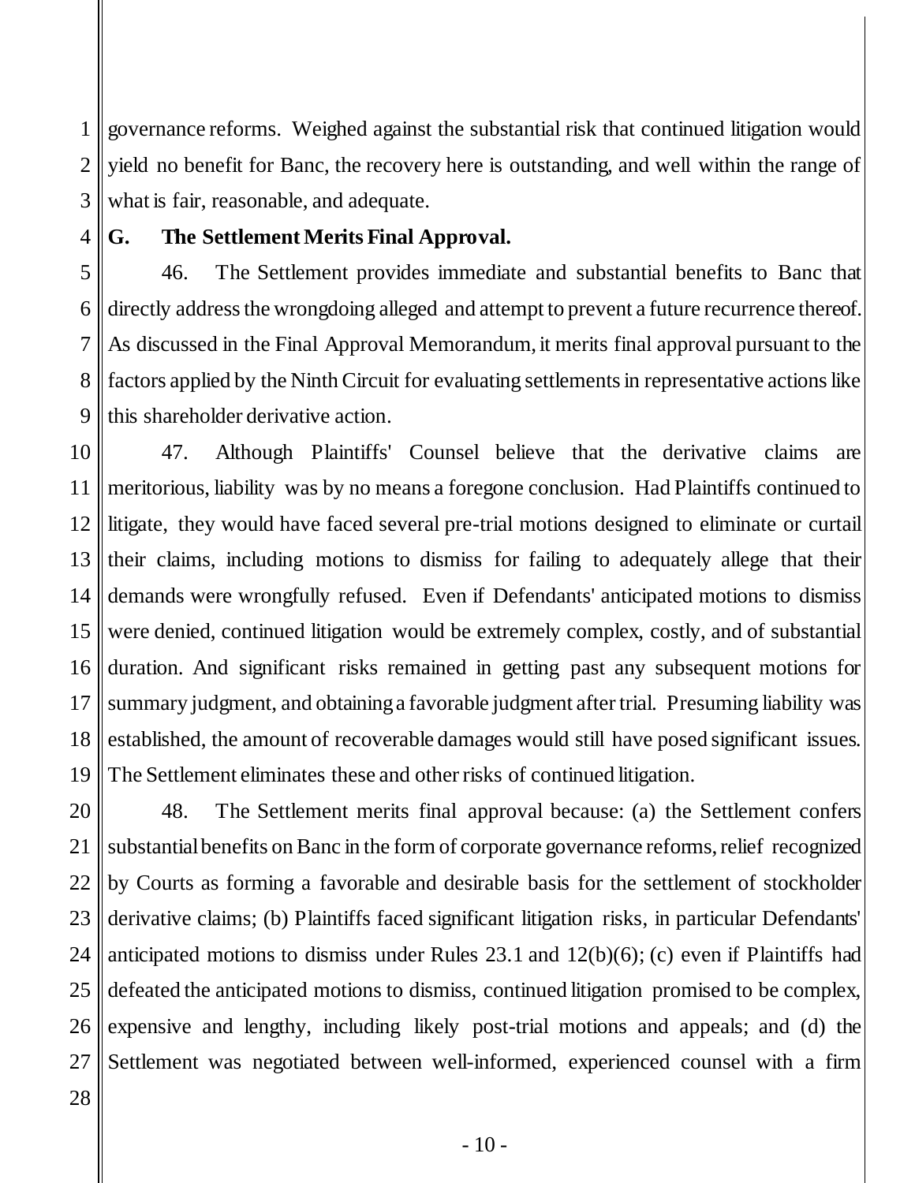governance reforms. Weighed against the substantial risk that continued litigation would yield no benefit for Banc, the recovery here is outstanding, and well within the range of what is fair, reasonable, and adequate.

## G. The Settlement Merits Final Approval.

46. The Settlement provides immediate and substantial benefits to Banc that directly address the wrongdoing alleged and attempt to prevent a future recurrence thereof. As discussed in the Final Approval Memorandum, it merits final approval pursuant to the factors applied by the Ninth Circuit for evaluating settlements in representative actions like this shareholder derivative action.

47. Although Plaintiffs' Counsel believe that the derivative claims are meritorious, liability was by no means a foregone conclusion. Had Plaintiffs continued to litigate, they would have faced several pre-trial motions designed to eliminate or curtail their claims, including motions to dismiss for failing to adequately allege that their demands were wrongfully refused. Even if Defendants' anticipated motions to dismiss were denied, continued litigation would be extremely complex, costly, and of substantial duration. And significant risks remained in getting past any subsequent motions for summary judgment, and obtaining a favorable judgment after trial. Presuming liability was established, the amount of recoverable damages would still have posed significant issues. The Settlement eliminates these and other risks of continued litigation.

48. The Settlement merits final approval because: (a) the Settlement confers substantial benefits on Banc in the form of corporate governance reforms, relief recognized by Courts as forming a favorable and desirable basis for the settlement of stockholder derivative claims; (b) Plaintiffs faced significant litigation risks, in particular Defendants' anticipated motions to dismiss under Rules 23.1 and 12(b)(6); (c) even if Plaintiffs had defeated the anticipated motions to dismiss, continued litigation promised to be complex, expensive and lengthy, including likely post-trial motions and appeals; and (d) the Settlement was negotiated between well-informed, experienced counsel with a firm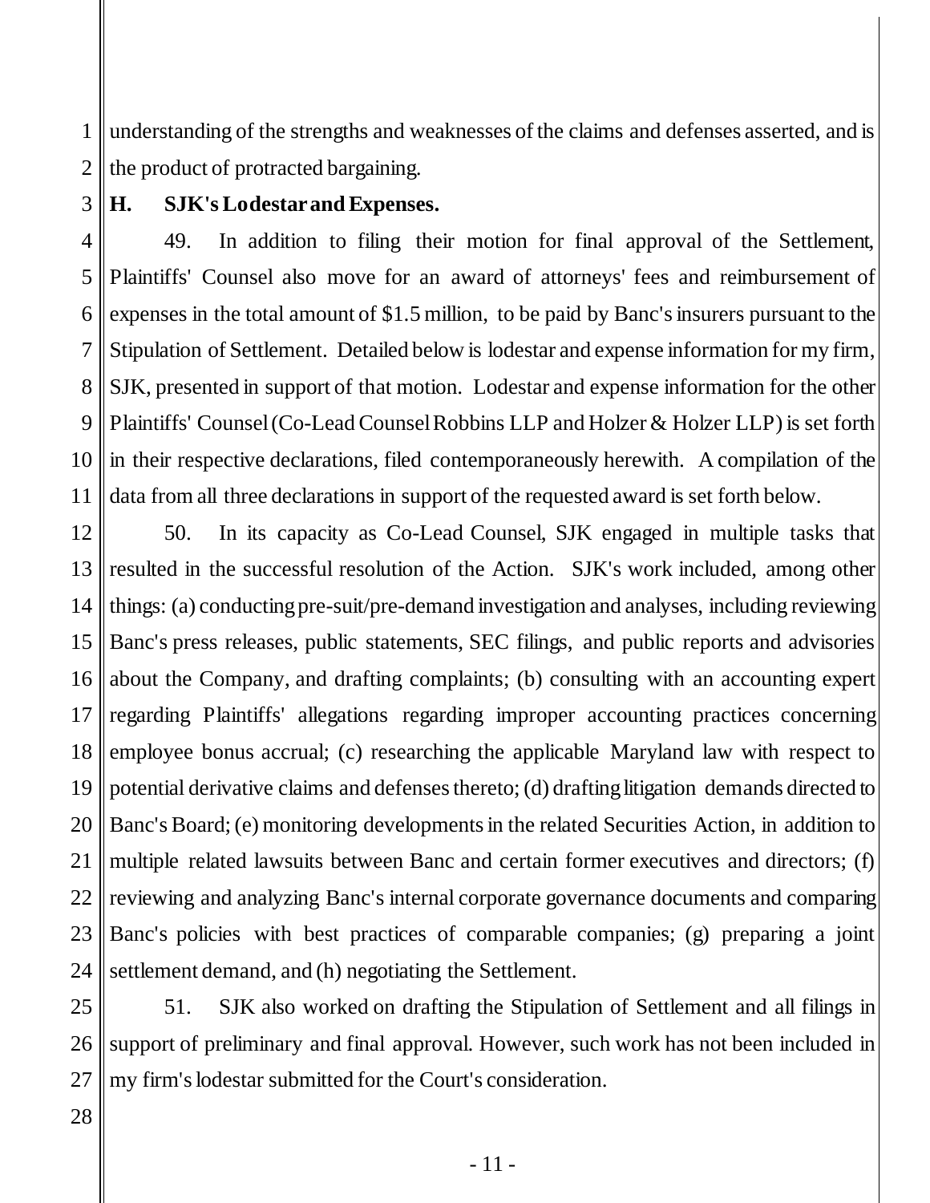understanding of the strengths and weaknesses of the claims and defenses asserted, and is the product of protracted bargaining.

### H. SJK's Lodestar and Expenses.

49. In addition to filing their motion for final approval of the Settlement, Plaintiffs' Counsel also move for an award of attorneys' fees and reimbursement of expenses in the total amount of $1.5 million, to be paid by Banc's insurers pursuant to the Stipulation of Settlement. Detailed below is lodestar and expense information for my firm, SJK, presented in support of that motion. Lodestar and expense information for the other Plaintiffs' Counsel (Co-Lead Counsel Robbins LLP and Holzer & Holzer LLP) is set forth in their respective declarations, filed contemporaneously herewith. A compilation of the data from all three declarations in support of the requested award is set forth below.

50. In its capacity as Co-Lead Counsel, SJK engaged in multiple tasks that resulted in the successful resolution of the Action. SJK's work included, among other things: (a) conducting pre-suit/pre-demand investigation and analyses, including reviewing Banc's press releases, public statements, SEC filings, and public reports and advisories about the Company, and drafting complaints; (b) consulting with an accounting expert regarding Plaintiffs' allegations regarding improper accounting practices concerning employee bonus accrual; (c) researching the applicable Maryland law with respect to potential derivative claims and defenses thereto; (d) drafting litigation demands directed to Banc's Board; (e) monitoring developments in the related Securities Action, in addition to multiple related lawsuits between Banc and certain former executives and directors; (f) reviewing and analyzing Banc's internal corporate governance documents and comparing Banc's policies with best practices of comparable companies; (g) preparing a joint settlement demand, and (h) negotiating the Settlement.

51. SJK also worked on drafting the Stipulation of Settlement and all filings in support of preliminary and final approval. However, such work has not been included in my firm's lodestar submitted for the Court's consideration.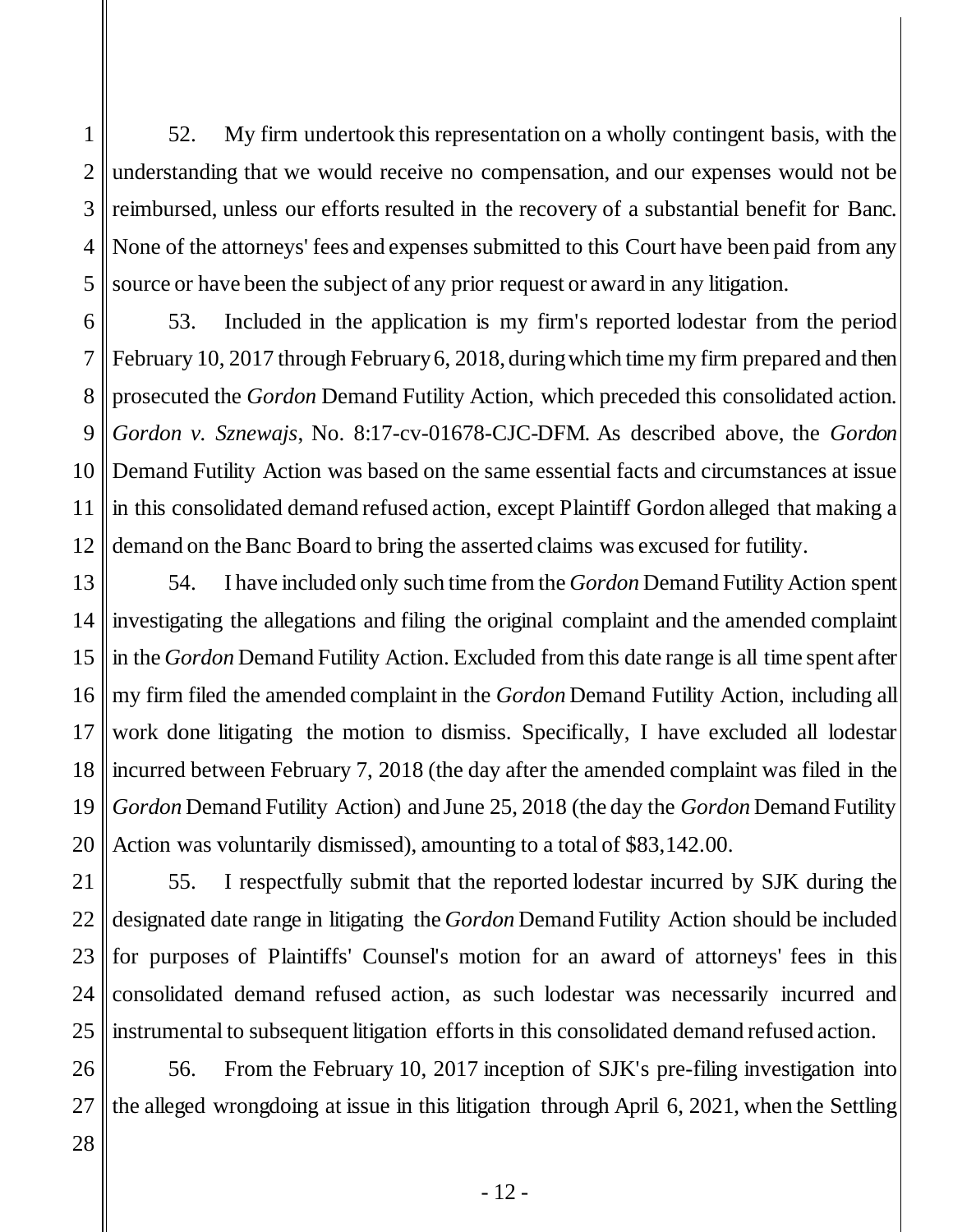52. My firm undertook this representation on a wholly contingent basis, with the understanding that we would receive no compensation, and our expenses would not be reimbursed, unless our efforts resulted in the recovery of a substantial benefit for Banc. None of the attorneys' fees and expenses submitted to this Court have been paid from any source or have been the subject of any prior request or award in any litigation.

53. Included in the application is my firm's reported lodestar from the period February 10, 2017 through February 6, 2018, during which time my firm prepared and then prosecuted the *Gordon* Demand Futility Action, which preceded this consolidated action. *Gordon v. Sznewajs*, No. 8:17-cv-01678-CJC-DFM. As described above, the *Gordon* Demand Futility Action was based on the same essential facts and circumstances at issue in this consolidated demand refused action, except Plaintiff Gordon alleged that making a demand on the Banc Board to bring the asserted claims was excused for futility.

54. I have included only such time from the *Gordon* Demand Futility Action spent investigating the allegations and filing the original complaint and the amended complaint in the *Gordon* Demand Futility Action. Excluded from this date range is all time spent after my firm filed the amended complaint in the *Gordon* Demand Futility Action, including all work done litigating the motion to dismiss. Specifically, I have excluded all lodestar incurred between February 7, 2018 (the day after the amended complaint was filed in the *Gordon* Demand Futility Action) and June 25, 2018 (the day the *Gordon* Demand Futility Action was voluntarily dismissed), amounting to a total of $83,142.00.

55. I respectfully submit that the reported lodestar incurred by SJK during the designated date range in litigating the *Gordon* Demand Futility Action should be included for purposes of Plaintiffs' Counsel's motion for an award of attorneys' fees in this consolidated demand refused action, as such lodestar was necessarily incurred and instrumental to subsequent litigation efforts in this consolidated demand refused action.

56. From the February 10, 2017 inception of SJK's pre-filing investigation into the alleged wrongdoing at issue in this litigation through April 6, 2021, when the Settling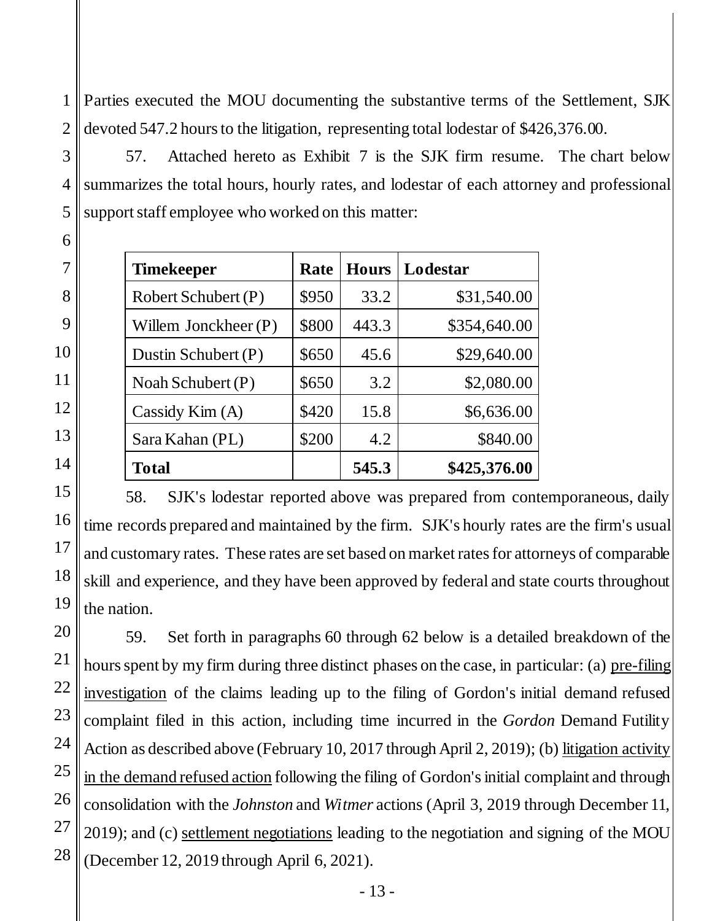Parties executed the MOU documenting the substantive terms of the Settlement, SJK devoted 547.2 hours to the litigation, representing total lodestar of $426,376.00.

57. Attached hereto as Exhibit 7 is the SJK firm resume. The chart below summarizes the total hours, hourly rates, and lodestar of each attorney and professional support staff employee who worked on this matter:

| **Timekeeper** | **Rate** | **Hours** | **Lodestar** |
|---|---|---|---|
| Robert Schubert (P) | $950 | 33.2 | $31,540.00 |
| Willem Jonckheer (P) | $800 | 443.3 | $354,640.00 |
| Dustin Schubert (P) | $650 | 45.6 | $29,640.00 |
| Noah Schubert (P) | $650 | 3.2 | $2,080.00 |
| Cassidy Kim (A) | $420 | 15.8 | $6,636.00 |
| Sara Kahan (PL) | $200 | 4.2 | $840.00 |
| **Total** | | **545.3** | **$425,376.00** |

58. SJK's lodestar reported above was prepared from contemporaneous, daily time records prepared and maintained by the firm. SJK's hourly rates are the firm's usual and customary rates. These rates are set based on market rates for attorneys of comparable skill and experience, and they have been approved by federal and state courts throughout the nation.

59. Set forth in paragraphs 60 through 62 below is a detailed breakdown of the hours spent by my firm during three distinct phases on the case, in particular: (a) pre-filing investigation of the claims leading up to the filing of Gordon's initial demand refused complaint filed in this action, including time incurred in the *Gordon* Demand Futility Action as described above (February 10, 2017 through April 2, 2019); (b) litigation activity in the demand refused action following the filing of Gordon's initial complaint and through consolidation with the *Johnston* and *Witmer* actions (April 3, 2019 through December 11, 2019); and (c) settlement negotiations leading to the negotiation and signing of the MOU (December 12, 2019 through April 6, 2021).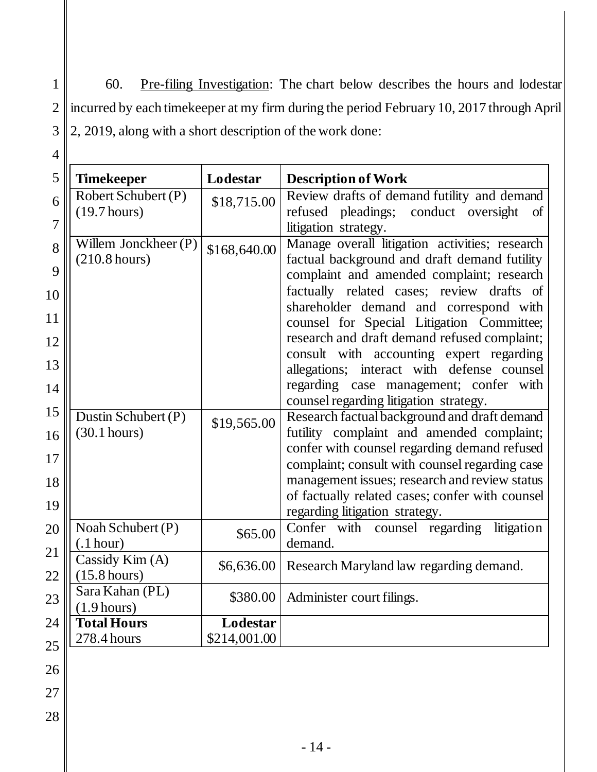60. Pre-filing Investigation: The chart below describes the hours and lodestar incurred by each timekeeper at my firm during the period February 10, 2017 through April 2, 2019, along with a short description of the work done:

| **Timekeeper** | **Lodestar** | **Description of Work** |
|---|---|---|
| Robert Schubert (P) (19.7 hours) | $18,715.00 | Review drafts of demand futility and demand refused pleadings; conduct oversight of litigation strategy. |
| Willem Jonckheer (P) (210.8 hours) | $168,640.00 | Manage overall litigation activities; research factual background and draft demand futility complaint and amended complaint; research factually related cases; review drafts of shareholder demand and correspond with counsel for Special Litigation Committee; research and draft demand refused complaint; consult with accounting expert regarding allegations; interact with defense counsel regarding case management; confer with counsel regarding litigation strategy. |
| Dustin Schubert (P) (30.1 hours) | $19,565.00 | Research factual background and draft demand futility complaint and amended complaint; confer with counsel regarding demand refused complaint; consult with counsel regarding case management issues; research and review status of factually related cases; confer with counsel regarding litigation strategy. |
| Noah Schubert (P) (.1 hour) | $65.00 | Confer with counsel regarding litigation demand. |
| Cassidy Kim (A) (15.8 hours) | $6,636.00 | Research Maryland law regarding demand. |
| Sara Kahan (PL) (1.9 hours) | $380.00 | Administer court filings. |
| **Total Hours** 278.4 hours | **Lodestar** $214,001.00 | |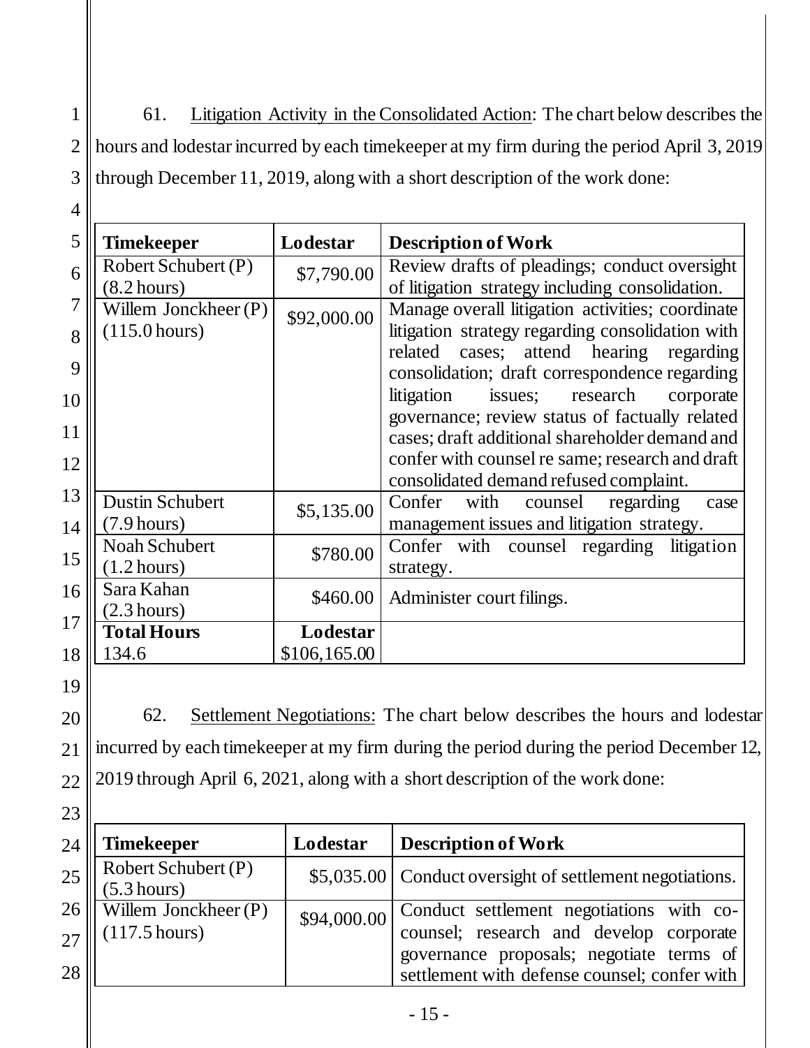61. Litigation Activity in the Consolidated Action: The chart below describes the hours and lodestar incurred by each timekeeper at my firm during the period April 3, 2019 through December 11, 2019, along with a short description of the work done:

| Timekeeper | Lodestar | Description of Work |
|---|---|---|
| Robert Schubert (P) (8.2 hours) | $7,790.00 | Review drafts of pleadings; conduct oversight of litigation strategy including consolidation. |
| Willem Jonckheer (P) (115.0 hours) | $92,000.00 | Manage overall litigation activities; coordinate litigation strategy regarding consolidation with related cases; attend hearing regarding consolidation; draft correspondence regarding litigation issues; research corporate governance; review status of factually related cases; draft additional shareholder demand and confer with counsel re same; research and draft consolidated demand refused complaint. |
| Dustin Schubert (7.9 hours) | $5,135.00 | Confer with counsel regarding case management issues and litigation strategy. |
| Noah Schubert (1.2 hours) | $780.00 | Confer with counsel regarding litigation strategy. |
| Sara Kahan (2.3 hours) | $460.00 | Administer court filings. |
| **Total Hours** 134.6 | **Lodestar** $106,165.00 | |

62. Settlement Negotiations: The chart below describes the hours and lodestar incurred by each timekeeper at my firm during the period during the period December 12, 2019 through April 6, 2021, along with a short description of the work done:

| Timekeeper | Lodestar | Description of Work |
|---|---|---|
| Robert Schubert (P) (5.3 hours) | $5,035.00 | Conduct oversight of settlement negotiations. |
| Willem Jonckheer (P) (117.5 hours) | $94,000.00 | Conduct settlement negotiations with co-counsel; research and develop corporate governance proposals; negotiate terms of settlement with defense counsel; confer with |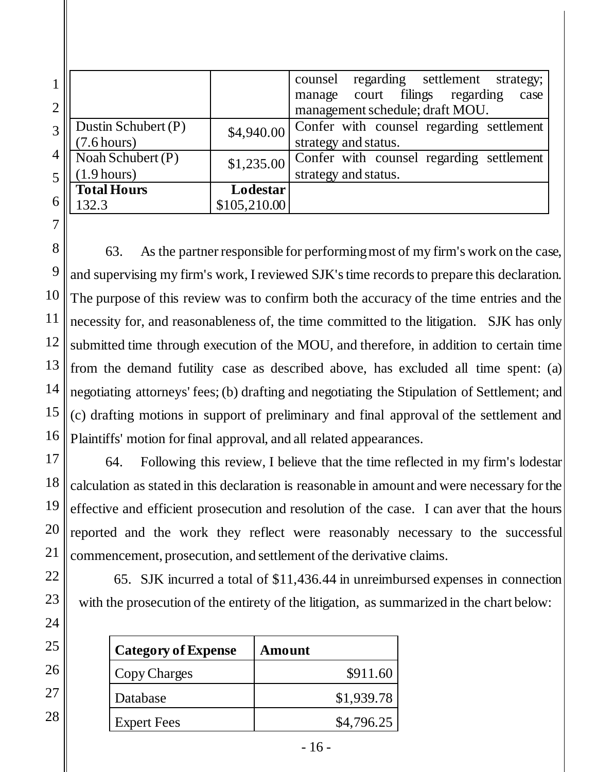| | | |
|---|---|---|
| | | counsel regarding settlement strategy; manage court filings regarding case management schedule; draft MOU. |
| Dustin Schubert (P) (7.6 hours) | $4,940.00 | Confer with counsel regarding settlement strategy and status. |
| Noah Schubert (P) (1.9 hours) | $1,235.00 | Confer with counsel regarding settlement strategy and status. |
| **Total Hours** 132.3 | **Lodestar** $105,210.00 | |

63. As the partner responsible for performing most of my firm's work on the case, and supervising my firm's work, I reviewed SJK's time records to prepare this declaration. The purpose of this review was to confirm both the accuracy of the time entries and the necessity for, and reasonableness of, the time committed to the litigation. SJK has only submitted time through execution of the MOU, and therefore, in addition to certain time from the demand futility case as described above, has excluded all time spent: (a) negotiating attorneys' fees; (b) drafting and negotiating the Stipulation of Settlement; and (c) drafting motions in support of preliminary and final approval of the settlement and Plaintiffs' motion for final approval, and all related appearances.

64. Following this review, I believe that the time reflected in my firm's lodestar calculation as stated in this declaration is reasonable in amount and were necessary for the effective and efficient prosecution and resolution of the case. I can aver that the hours reported and the work they reflect were reasonably necessary to the successful commencement, prosecution, and settlement of the derivative claims.

65. SJK incurred a total of $11,436.44 in unreimbursed expenses in connection with the prosecution of the entirety of the litigation, as summarized in the chart below:

| **Category of Expense** | **Amount** |
|---|---|
| Copy Charges | $911.60 |
| Database | $1,939.78 |
| Expert Fees | $4,796.25 |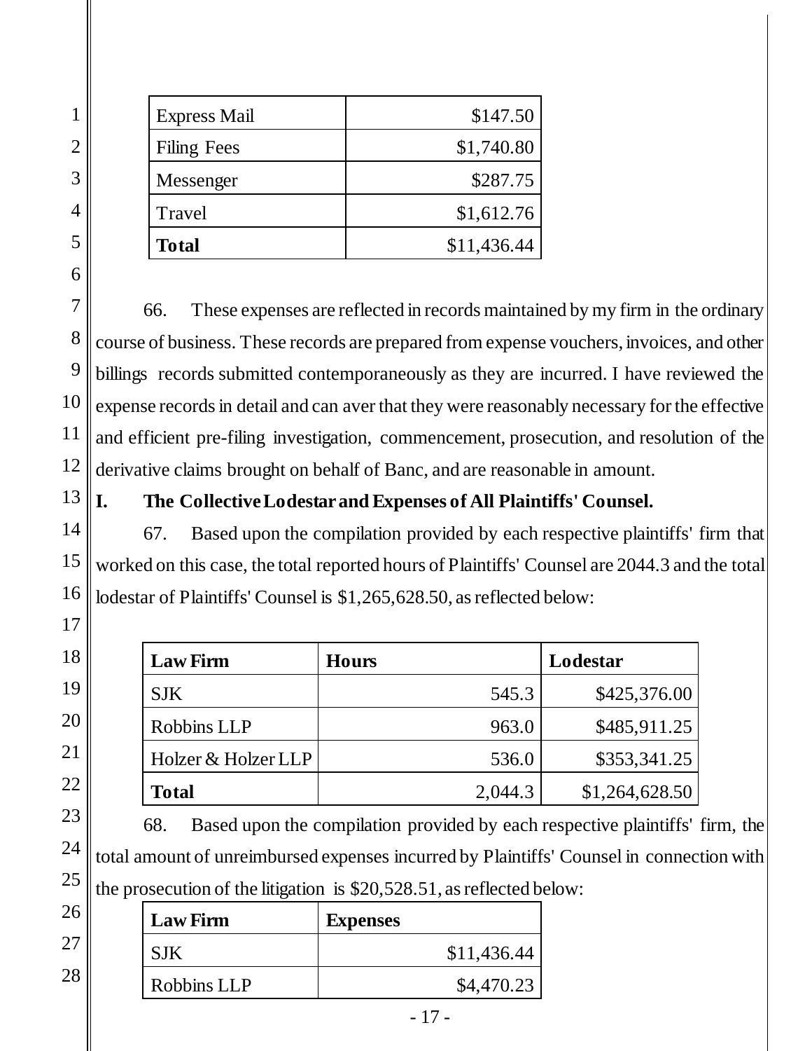| | |
|---|---|
| Express Mail | $147.50 |
| Filing Fees | $1,740.80 |
| Messenger | $287.75 |
| Travel | $1,612.76 |
| **Total** | $11,436.44 |

66. These expenses are reflected in records maintained by my firm in the ordinary course of business. These records are prepared from expense vouchers, invoices, and other billings records submitted contemporaneously as they are incurred. I have reviewed the expense records in detail and can aver that they were reasonably necessary for the effective and efficient pre-filing investigation, commencement, prosecution, and resolution of the derivative claims brought on behalf of Banc, and are reasonable in amount.

**I. The Collective Lodestar and Expenses of All Plaintiffs' Counsel.**

67. Based upon the compilation provided by each respective plaintiffs' firm that worked on this case, the total reported hours of Plaintiffs' Counsel are 2044.3 and the total lodestar of Plaintiffs' Counsel is $1,265,628.50, as reflected below:

| **Law Firm** | **Hours** | **Lodestar** |
|---|---|---|
| SJK | 545.3 | $425,376.00 |
| Robbins LLP | 963.0 | $485,911.25 |
| Holzer & Holzer LLP | 536.0 | $353,341.25 |
| **Total** | 2,044.3 | $1,264,628.50 |

68. Based upon the compilation provided by each respective plaintiffs' firm, the total amount of unreimbursed expenses incurred by Plaintiffs' Counsel in connection with the prosecution of the litigation is $20,528.51, as reflected below:

| **Law Firm** | **Expenses** |
|---|---|
| SJK | $11,436.44 |
| Robbins LLP | $4,470.23 |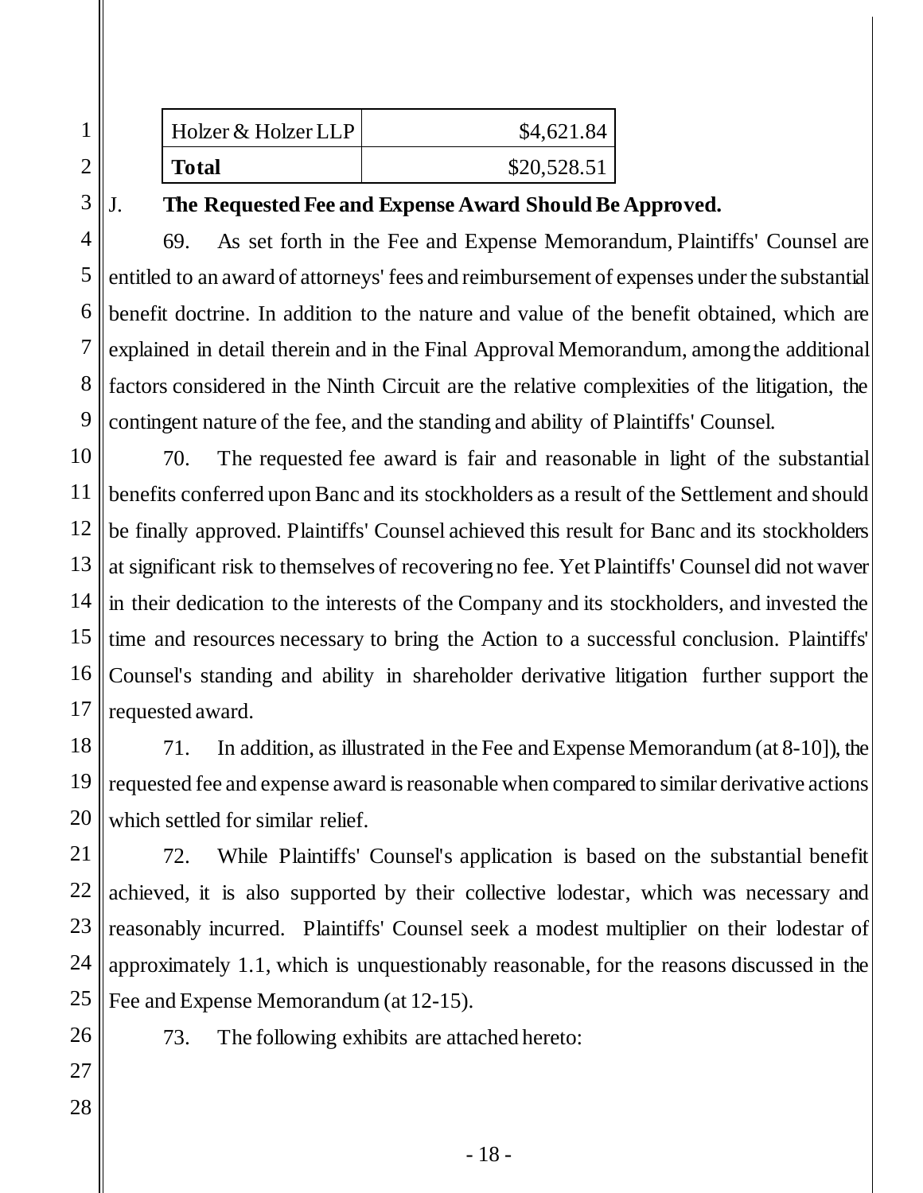| | |
|---|---|
| Holzer & Holzer LLP | $4,621.84 |
| **Total** | $20,528.51 |

J. **The Requested Fee and Expense Award Should Be Approved.**

69. As set forth in the Fee and Expense Memorandum, Plaintiffs' Counsel are entitled to an award of attorneys' fees and reimbursement of expenses under the substantial benefit doctrine. In addition to the nature and value of the benefit obtained, which are explained in detail therein and in the Final Approval Memorandum, among the additional factors considered in the Ninth Circuit are the relative complexities of the litigation, the contingent nature of the fee, and the standing and ability of Plaintiffs' Counsel.

70. The requested fee award is fair and reasonable in light of the substantial benefits conferred upon Banc and its stockholders as a result of the Settlement and should be finally approved. Plaintiffs' Counsel achieved this result for Banc and its stockholders at significant risk to themselves of recovering no fee. Yet Plaintiffs' Counsel did not waver in their dedication to the interests of the Company and its stockholders, and invested the time and resources necessary to bring the Action to a successful conclusion. Plaintiffs' Counsel's standing and ability in shareholder derivative litigation further support the requested award.

71. In addition, as illustrated in the Fee and Expense Memorandum (at 8-10]), the requested fee and expense award is reasonable when compared to similar derivative actions which settled for similar relief.

72. While Plaintiffs' Counsel's application is based on the substantial benefit achieved, it is also supported by their collective lodestar, which was necessary and reasonably incurred. Plaintiffs' Counsel seek a modest multiplier on their lodestar of approximately 1.1, which is unquestionably reasonable, for the reasons discussed in the Fee and Expense Memorandum (at 12-15).

73. The following exhibits are attached hereto: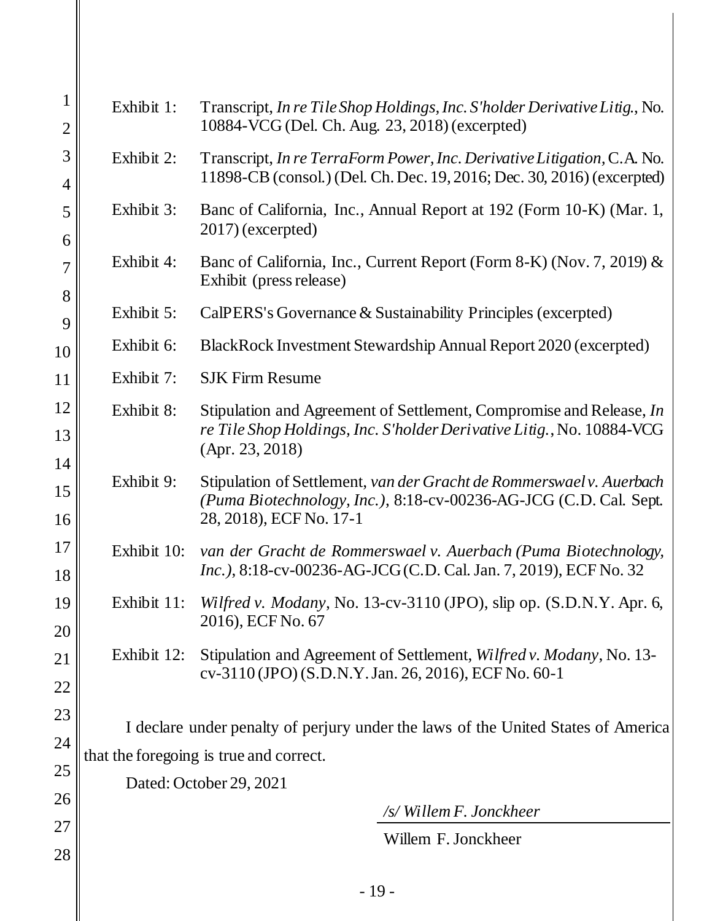Exhibit 1: Transcript, *In re Tile Shop Holdings, Inc. S'holder Derivative Litig.*, No. 10884-VCG (Del. Ch. Aug. 23, 2018) (excerpted)

Exhibit 2: Transcript, *In re TerraForm Power, Inc. Derivative Litigation*, C.A. No. 11898-CB (consol.) (Del. Ch. Dec. 19, 2016; Dec. 30, 2016) (excerpted)

Exhibit 3: Banc of California, Inc., Annual Report at 192 (Form 10-K) (Mar. 1, 2017) (excerpted)

Exhibit 4: Banc of California, Inc., Current Report (Form 8-K) (Nov. 7, 2019) & Exhibit (press release)

Exhibit 5: CalPERS's Governance & Sustainability Principles (excerpted)

Exhibit 6: BlackRock Investment Stewardship Annual Report 2020 (excerpted)

Exhibit 7: SJK Firm Resume

Exhibit 8: Stipulation and Agreement of Settlement, Compromise and Release, *In re Tile Shop Holdings, Inc. S'holder Derivative Litig.*, No. 10884-VCG (Apr. 23, 2018)

Exhibit 9: Stipulation of Settlement, *van der Gracht de Rommerswael v. Auerbach (Puma Biotechnology, Inc.)*, 8:18-cv-00236-AG-JCG (C.D. Cal. Sept. 28, 2018), ECF No. 17-1

Exhibit 10: *van der Gracht de Rommerswael v. Auerbach (Puma Biotechnology, Inc.)*, 8:18-cv-00236-AG-JCG (C.D. Cal. Jan. 7, 2019), ECF No. 32

Exhibit 11: *Wilfred v. Modany*, No. 13-cv-3110 (JPO), slip op. (S.D.N.Y. Apr. 6, 2016), ECF No. 67

Exhibit 12: Stipulation and Agreement of Settlement, *Wilfred v. Modany*, No. 13-cv-3110 (JPO) (S.D.N.Y. Jan. 26, 2016), ECF No. 60-1

I declare under penalty of perjury under the laws of the United States of America that the foregoing is true and correct.

Dated: October 29, 2021

*/s/ Willem F. Jonckheer*

Willem F. Jonckheer